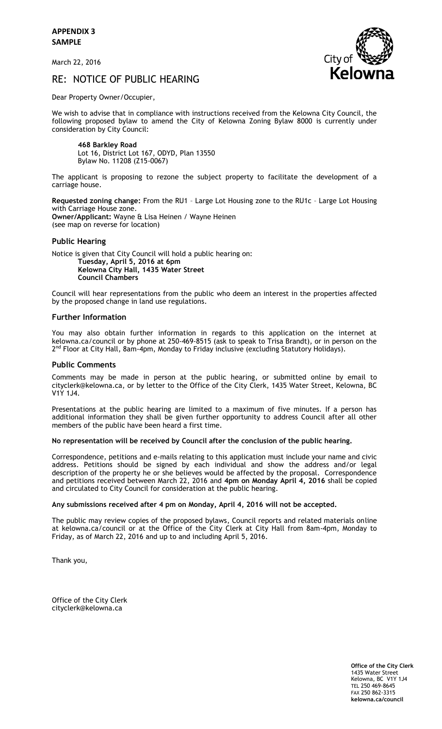**APPENDIX 3**
**SAMPLE**

March 22, 2016

# RE: NOTICE OF PUBLIC HEARING

Dear Property Owner/Occupier,

We wish to advise that in compliance with instructions received from the Kelowna City Council, the following proposed bylaw to amend the City of Kelowna Zoning Bylaw 8000 is currently under consideration by City Council:

> **468 Barkley Road**
> Lot 16, District Lot 167, ODYD, Plan 13550
> Bylaw No. 11208 (Z15-0067)

The applicant is proposing to rezone the subject property to facilitate the development of a carriage house.

**Requested zoning change:** From the RU1 – Large Lot Housing zone to the RU1c – Large Lot Housing with Carriage House zone.
**Owner/Applicant:** Wayne & Lisa Heinen / Wayne Heinen
(see map on reverse for location)

## Public Hearing

Notice is given that City Council will hold a public hearing on:

> **Tuesday, April 5, 2016 at 6pm**
> **Kelowna City Hall, 1435 Water Street**
> **Council Chambers**

Council will hear representations from the public who deem an interest in the properties affected by the proposed change in land use regulations.

## Further Information

You may also obtain further information in regards to this application on the internet at kelowna.ca/council or by phone at 250-469-8515 (ask to speak to Trisa Brandt), or in person on the 2nd Floor at City Hall, 8am-4pm, Monday to Friday inclusive (excluding Statutory Holidays).

## Public Comments

Comments may be made in person at the public hearing, or submitted online by email to cityclerk@kelowna.ca, or by letter to the Office of the City Clerk, 1435 Water Street, Kelowna, BC V1Y 1J4.

Presentations at the public hearing are limited to a maximum of five minutes. If a person has additional information they shall be given further opportunity to address Council after all other members of the public have been heard a first time.

**No representation will be received by Council after the conclusion of the public hearing.**

Correspondence, petitions and e-mails relating to this application must include your name and civic address. Petitions should be signed by each individual and show the address and/or legal description of the property he or she believes would be affected by the proposal. Correspondence and petitions received between March 22, 2016 and **4pm on Monday April 4, 2016** shall be copied and circulated to City Council for consideration at the public hearing.

**Any submissions received after 4 pm on Monday, April 4, 2016 will not be accepted.**

The public may review copies of the proposed bylaws, Council reports and related materials online at kelowna.ca/council or at the Office of the City Clerk at City Hall from 8am-4pm, Monday to Friday, as of March 22, 2016 and up to and including April 5, 2016.

Thank you,

Office of the City Clerk
cityclerk@kelowna.ca

**Office of the City Clerk**
1435 Water Street
Kelowna, BC V1Y 1J4
TEL 250 469-8645
FAX 250 862-3315
**kelowna.ca/council**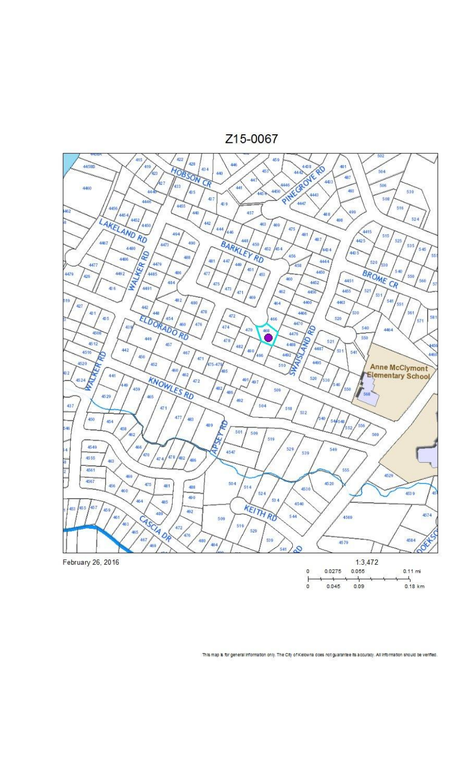# Z15-0067

February 26, 2016

1:3,472

0 0.0275 0.055 0.11 mi

0 0.045 0.09 0.18 km

This map is for general information only. The City of Kelowna does not guarantee its accuracy. All information should be verified.